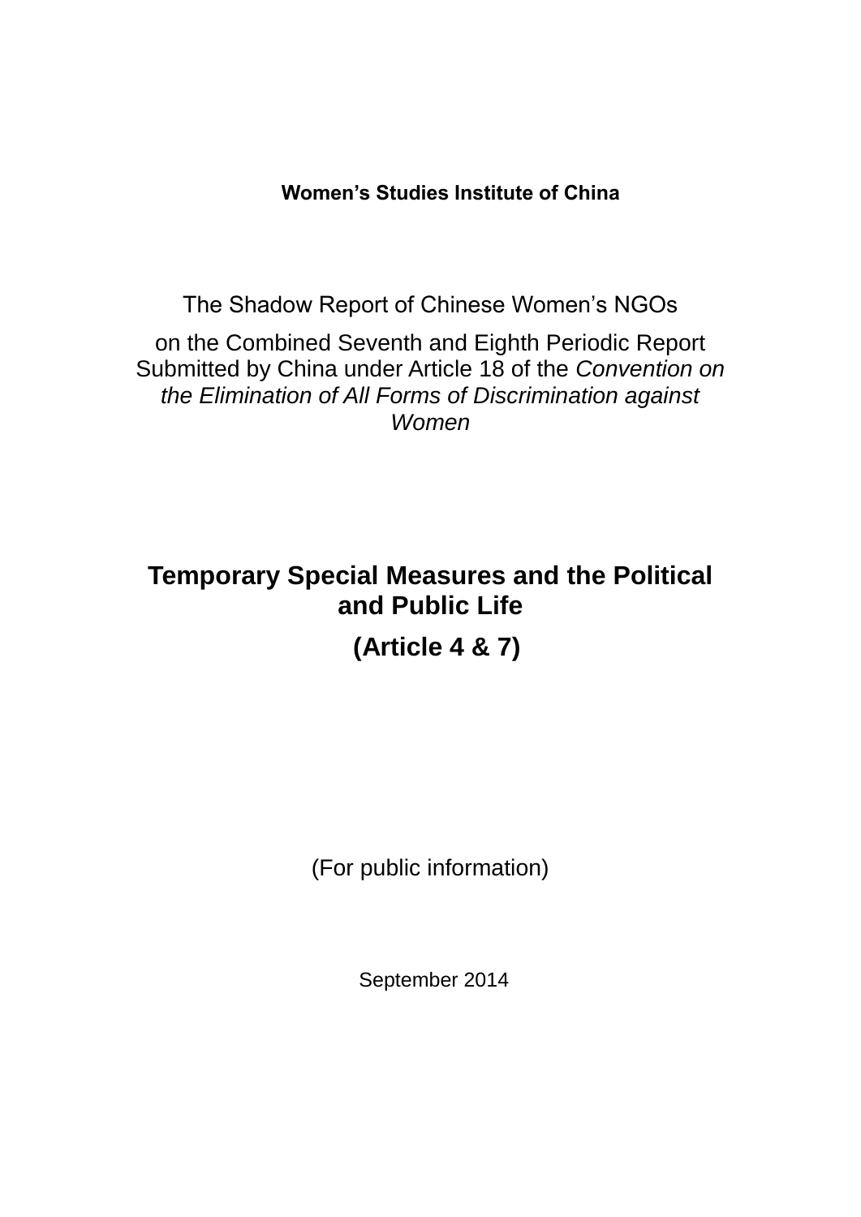**Women’s Studies Institute of China**

The Shadow Report of Chinese Women’s NGOs

on the Combined Seventh and Eighth Periodic Report Submitted by China under Article 18 of the *Convention on the Elimination of All Forms of Discrimination against Women*

# Temporary Special Measures and the Political and Public Life

# (Article 4 & 7)

(For public information)

September 2014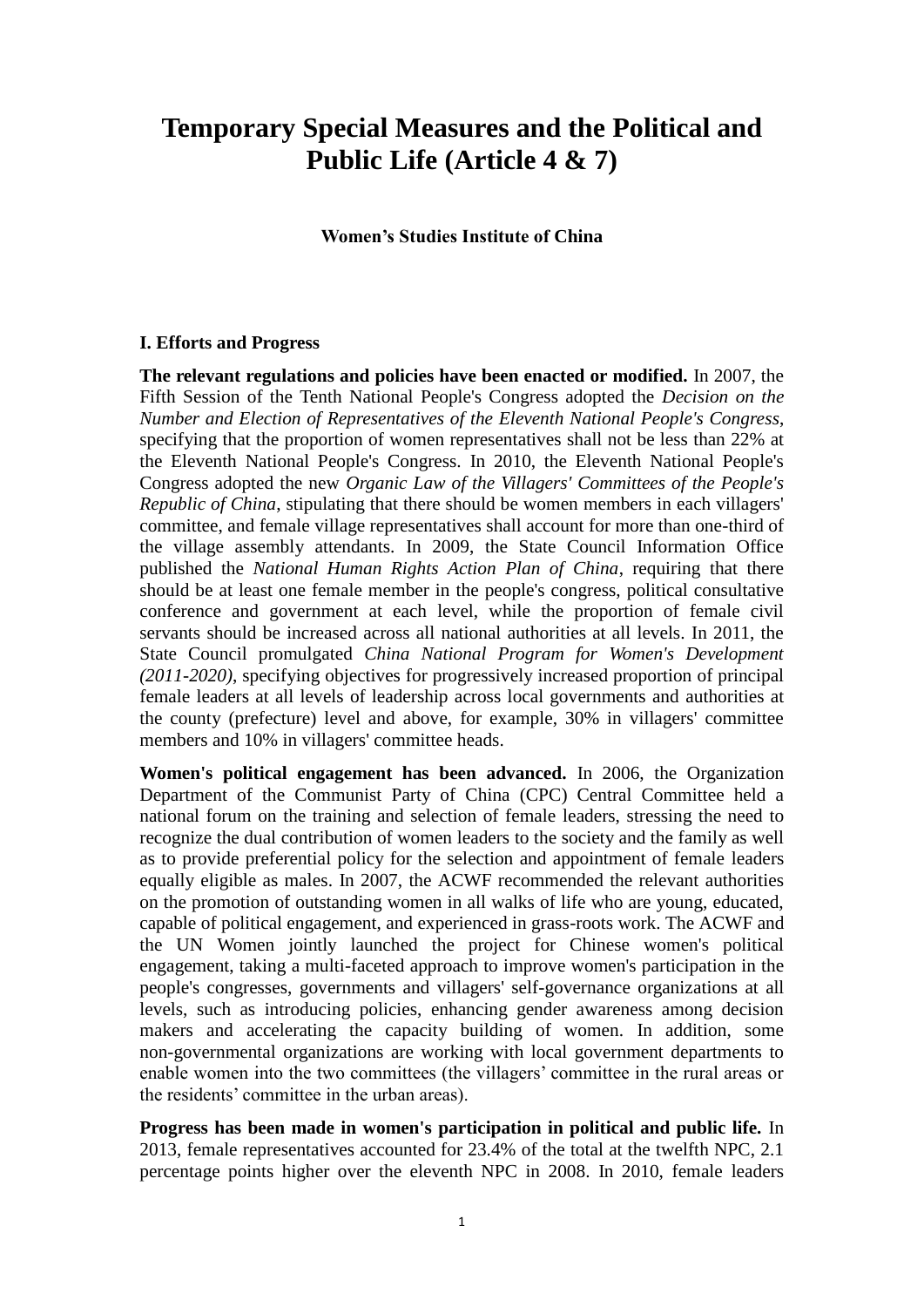# Temporary Special Measures and the Political and Public Life (Article 4 & 7)

**Women's Studies Institute of China**

## I. Efforts and Progress

**The relevant regulations and policies have been enacted or modified.** In 2007, the Fifth Session of the Tenth National People's Congress adopted the *Decision on the Number and Election of Representatives of the Eleventh National People's Congress*, specifying that the proportion of women representatives shall not be less than 22% at the Eleventh National People's Congress. In 2010, the Eleventh National People's Congress adopted the new *Organic Law of the Villagers' Committees of the People's Republic of China*, stipulating that there should be women members in each villagers' committee, and female village representatives shall account for more than one-third of the village assembly attendants. In 2009, the State Council Information Office published the *National Human Rights Action Plan of China*, requiring that there should be at least one female member in the people's congress, political consultative conference and government at each level, while the proportion of female civil servants should be increased across all national authorities at all levels. In 2011, the State Council promulgated *China National Program for Women's Development (2011-2020)*, specifying objectives for progressively increased proportion of principal female leaders at all levels of leadership across local governments and authorities at the county (prefecture) level and above, for example, 30% in villagers' committee members and 10% in villagers' committee heads.

**Women's political engagement has been advanced.** In 2006, the Organization Department of the Communist Party of China (CPC) Central Committee held a national forum on the training and selection of female leaders, stressing the need to recognize the dual contribution of women leaders to the society and the family as well as to provide preferential policy for the selection and appointment of female leaders equally eligible as males. In 2007, the ACWF recommended the relevant authorities on the promotion of outstanding women in all walks of life who are young, educated, capable of political engagement, and experienced in grass-roots work. The ACWF and the UN Women jointly launched the project for Chinese women's political engagement, taking a multi-faceted approach to improve women's participation in the people's congresses, governments and villagers' self-governance organizations at all levels, such as introducing policies, enhancing gender awareness among decision makers and accelerating the capacity building of women. In addition, some non-governmental organizations are working with local government departments to enable women into the two committees (the villagers' committee in the rural areas or the residents' committee in the urban areas).

**Progress has been made in women's participation in political and public life.** In 2013, female representatives accounted for 23.4% of the total at the twelfth NPC, 2.1 percentage points higher over the eleventh NPC in 2008. In 2010, female leaders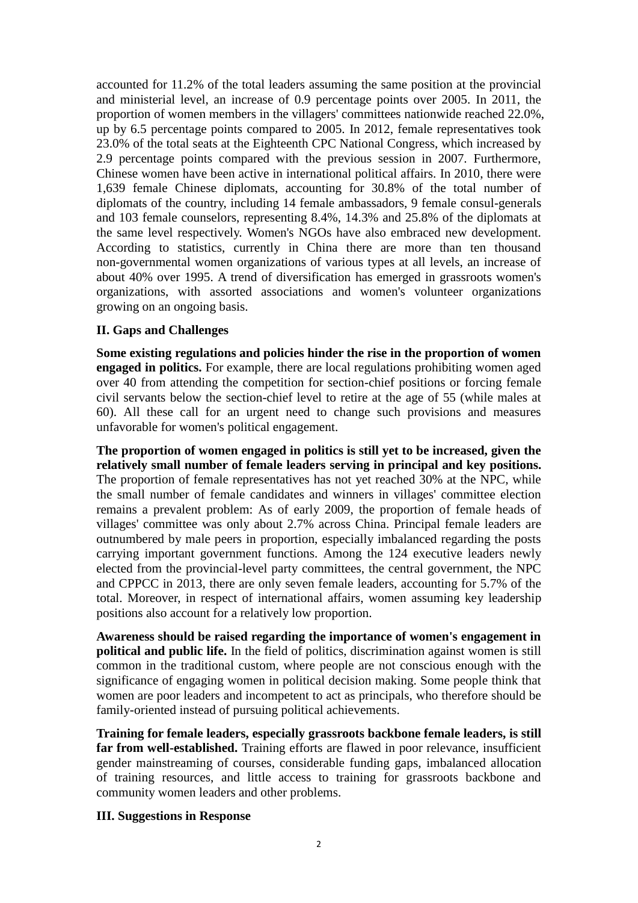accounted for 11.2% of the total leaders assuming the same position at the provincial and ministerial level, an increase of 0.9 percentage points over 2005. In 2011, the proportion of women members in the villagers' committees nationwide reached 22.0%, up by 6.5 percentage points compared to 2005. In 2012, female representatives took 23.0% of the total seats at the Eighteenth CPC National Congress, which increased by 2.9 percentage points compared with the previous session in 2007. Furthermore, Chinese women have been active in international political affairs. In 2010, there were 1,639 female Chinese diplomats, accounting for 30.8% of the total number of diplomats of the country, including 14 female ambassadors, 9 female consul-generals and 103 female counselors, representing 8.4%, 14.3% and 25.8% of the diplomats at the same level respectively. Women's NGOs have also embraced new development. According to statistics, currently in China there are more than ten thousand non-governmental women organizations of various types at all levels, an increase of about 40% over 1995. A trend of diversification has emerged in grassroots women's organizations, with assorted associations and women's volunteer organizations growing on an ongoing basis.

### II. Gaps and Challenges

**Some existing regulations and policies hinder the rise in the proportion of women engaged in politics.** For example, there are local regulations prohibiting women aged over 40 from attending the competition for section-chief positions or forcing female civil servants below the section-chief level to retire at the age of 55 (while males at 60). All these call for an urgent need to change such provisions and measures unfavorable for women's political engagement.

**The proportion of women engaged in politics is still yet to be increased, given the relatively small number of female leaders serving in principal and key positions.** The proportion of female representatives has not yet reached 30% at the NPC, while the small number of female candidates and winners in villages' committee election remains a prevalent problem: As of early 2009, the proportion of female heads of villages' committee was only about 2.7% across China. Principal female leaders are outnumbered by male peers in proportion, especially imbalanced regarding the posts carrying important government functions. Among the 124 executive leaders newly elected from the provincial-level party committees, the central government, the NPC and CPPCC in 2013, there are only seven female leaders, accounting for 5.7% of the total. Moreover, in respect of international affairs, women assuming key leadership positions also account for a relatively low proportion.

**Awareness should be raised regarding the importance of women's engagement in political and public life.** In the field of politics, discrimination against women is still common in the traditional custom, where people are not conscious enough with the significance of engaging women in political decision making. Some people think that women are poor leaders and incompetent to act as principals, who therefore should be family-oriented instead of pursuing political achievements.

**Training for female leaders, especially grassroots backbone female leaders, is still far from well-established.** Training efforts are flawed in poor relevance, insufficient gender mainstreaming of courses, considerable funding gaps, imbalanced allocation of training resources, and little access to training for grassroots backbone and community women leaders and other problems.

### III. Suggestions in Response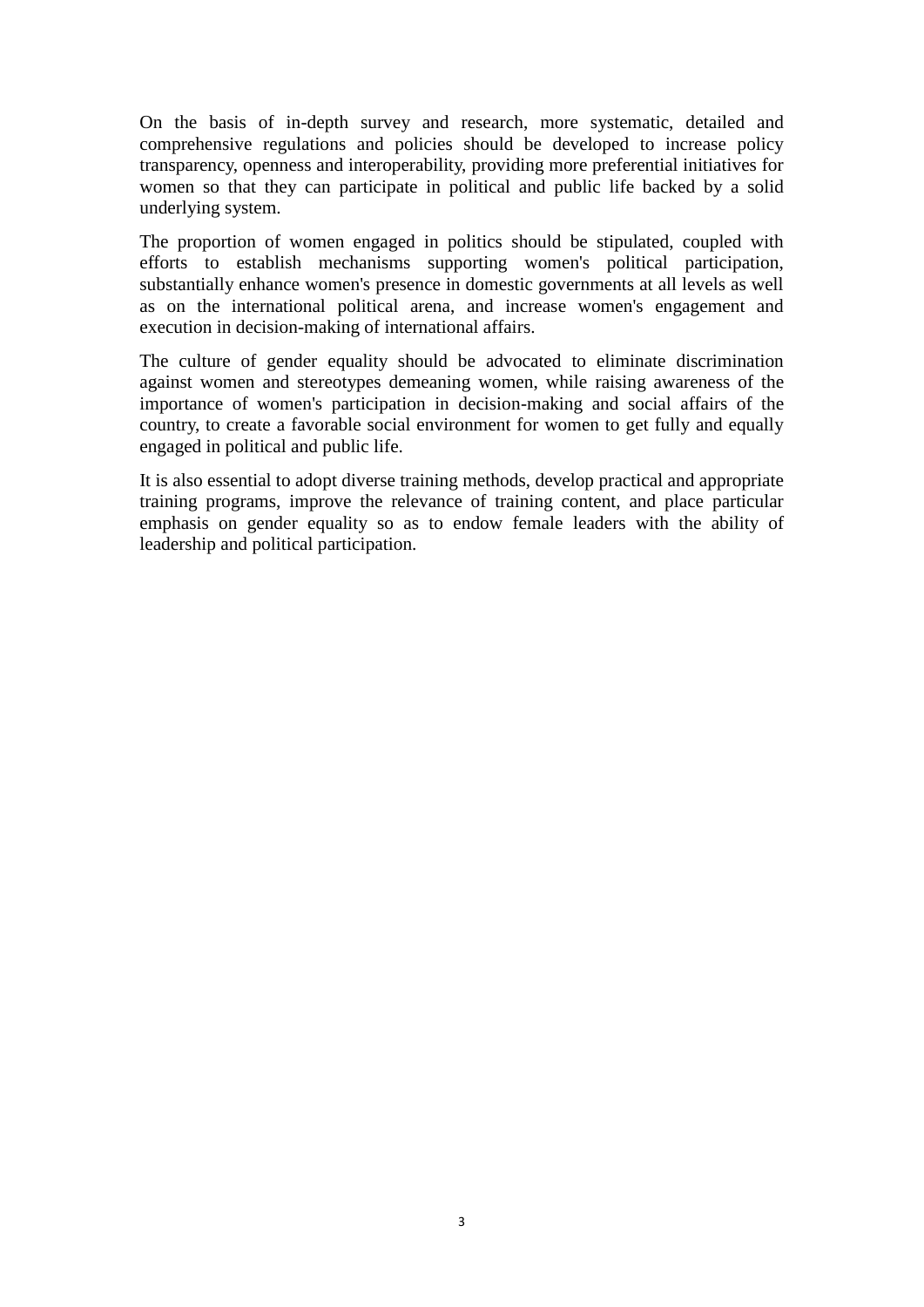On the basis of in-depth survey and research, more systematic, detailed and comprehensive regulations and policies should be developed to increase policy transparency, openness and interoperability, providing more preferential initiatives for women so that they can participate in political and public life backed by a solid underlying system.

The proportion of women engaged in politics should be stipulated, coupled with efforts to establish mechanisms supporting women's political participation, substantially enhance women's presence in domestic governments at all levels as well as on the international political arena, and increase women's engagement and execution in decision-making of international affairs.

The culture of gender equality should be advocated to eliminate discrimination against women and stereotypes demeaning women, while raising awareness of the importance of women's participation in decision-making and social affairs of the country, to create a favorable social environment for women to get fully and equally engaged in political and public life.

It is also essential to adopt diverse training methods, develop practical and appropriate training programs, improve the relevance of training content, and place particular emphasis on gender equality so as to endow female leaders with the ability of leadership and political participation.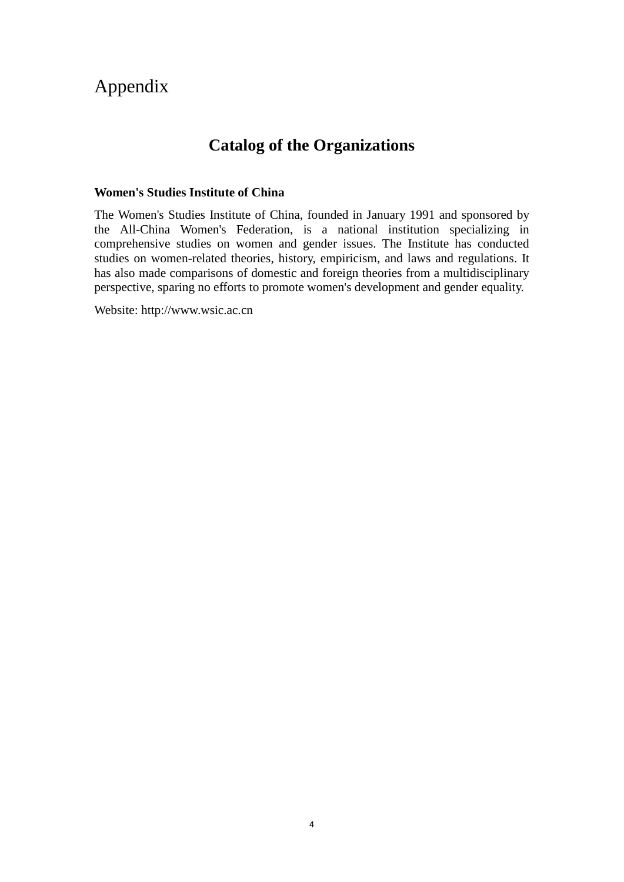# Appendix

## Catalog of the Organizations

**Women's Studies Institute of China**

The Women's Studies Institute of China, founded in January 1991 and sponsored by the All-China Women's Federation, is a national institution specializing in comprehensive studies on women and gender issues. The Institute has conducted studies on women-related theories, history, empiricism, and laws and regulations. It has also made comparisons of domestic and foreign theories from a multidisciplinary perspective, sparing no efforts to promote women's development and gender equality.

Website: http://www.wsic.ac.cn